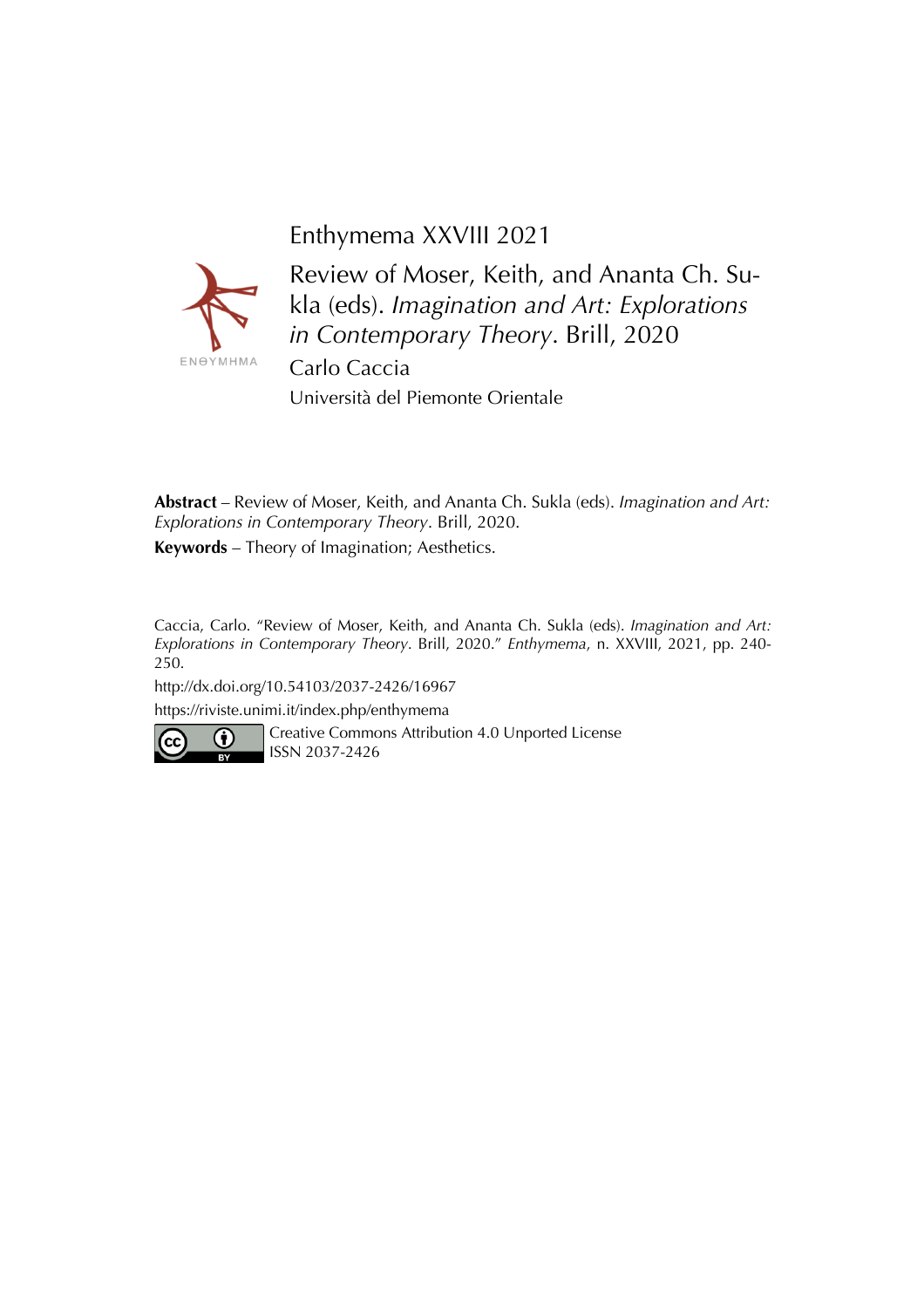Enthymema XXVIII 2021

# Review of Moser, Keith, and Ananta Ch. Sukla (eds). *Imagination and Art: Explorations in Contemporary Theory*. Brill, 2020

Carlo Caccia

Università del Piemonte Orientale

**Abstract** – Review of Moser, Keith, and Ananta Ch. Sukla (eds). *Imagination and Art: Explorations in Contemporary Theory*. Brill, 2020.

**Keywords** – Theory of Imagination; Aesthetics.

Caccia, Carlo. "Review of Moser, Keith, and Ananta Ch. Sukla (eds). *Imagination and Art: Explorations in Contemporary Theory*. Brill, 2020." *Enthymema*, n. XXVIII, 2021, pp. 240-250.

http://dx.doi.org/10.54103/2037-2426/16967

https://riviste.unimi.it/index.php/enthymema

Creative Commons Attribution 4.0 Unported License

ISSN 2037-2426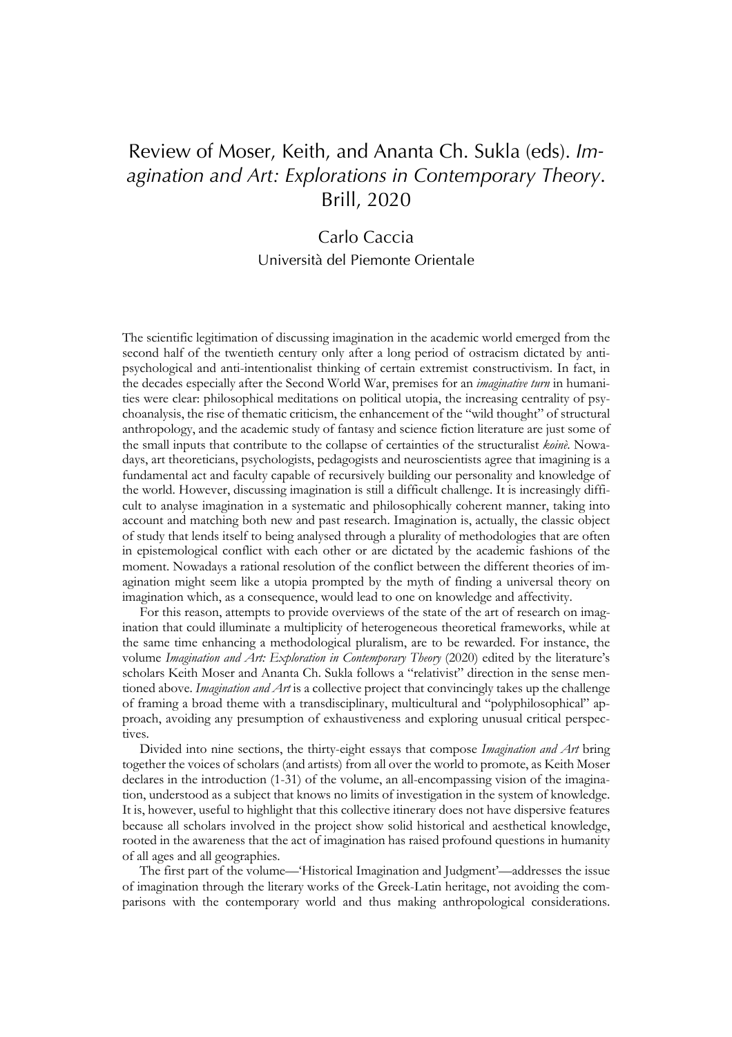# Review of Moser, Keith, and Ananta Ch. Sukla (eds). *Imagination and Art: Explorations in Contemporary Theory*. Brill, 2020

Carlo Caccia
Università del Piemonte Orientale

The scientific legitimation of discussing imagination in the academic world emerged from the second half of the twentieth century only after a long period of ostracism dictated by anti-psychological and anti-intentionalist thinking of certain extremist constructivism. In fact, in the decades especially after the Second World War, premises for an *imaginative turn* in humanities were clear: philosophical meditations on political utopia, the increasing centrality of psychoanalysis, the rise of thematic criticism, the enhancement of the "wild thought" of structural anthropology, and the academic study of fantasy and science fiction literature are just some of the small inputs that contribute to the collapse of certainties of the structuralist *koinè*. Nowadays, art theoreticians, psychologists, pedagogists and neuroscientists agree that imagining is a fundamental act and faculty capable of recursively building our personality and knowledge of the world. However, discussing imagination is still a difficult challenge. It is increasingly difficult to analyse imagination in a systematic and philosophically coherent manner, taking into account and matching both new and past research. Imagination is, actually, the classic object of study that lends itself to being analysed through a plurality of methodologies that are often in epistemological conflict with each other or are dictated by the academic fashions of the moment. Nowadays a rational resolution of the conflict between the different theories of imagination might seem like a utopia prompted by the myth of finding a universal theory on imagination which, as a consequence, would lead to one on knowledge and affectivity.

For this reason, attempts to provide overviews of the state of the art of research on imagination that could illuminate a multiplicity of heterogeneous theoretical frameworks, while at the same time enhancing a methodological pluralism, are to be rewarded. For instance, the volume *Imagination and Art: Exploration in Contemporary Theory* (2020) edited by the literature's scholars Keith Moser and Ananta Ch. Sukla follows a "relativist" direction in the sense mentioned above. *Imagination and Art* is a collective project that convincingly takes up the challenge of framing a broad theme with a transdisciplinary, multicultural and "polyphilosophical" approach, avoiding any presumption of exhaustiveness and exploring unusual critical perspectives.

Divided into nine sections, the thirty-eight essays that compose *Imagination and Art* bring together the voices of scholars (and artists) from all over the world to promote, as Keith Moser declares in the introduction (1-31) of the volume, an all-encompassing vision of the imagination, understood as a subject that knows no limits of investigation in the system of knowledge. It is, however, useful to highlight that this collective itinerary does not have dispersive features because all scholars involved in the project show solid historical and aesthetical knowledge, rooted in the awareness that the act of imagination has raised profound questions in humanity of all ages and all geographies.

The first part of the volume—'Historical Imagination and Judgment'—addresses the issue of imagination through the literary works of the Greek-Latin heritage, not avoiding the comparisons with the contemporary world and thus making anthropological considerations.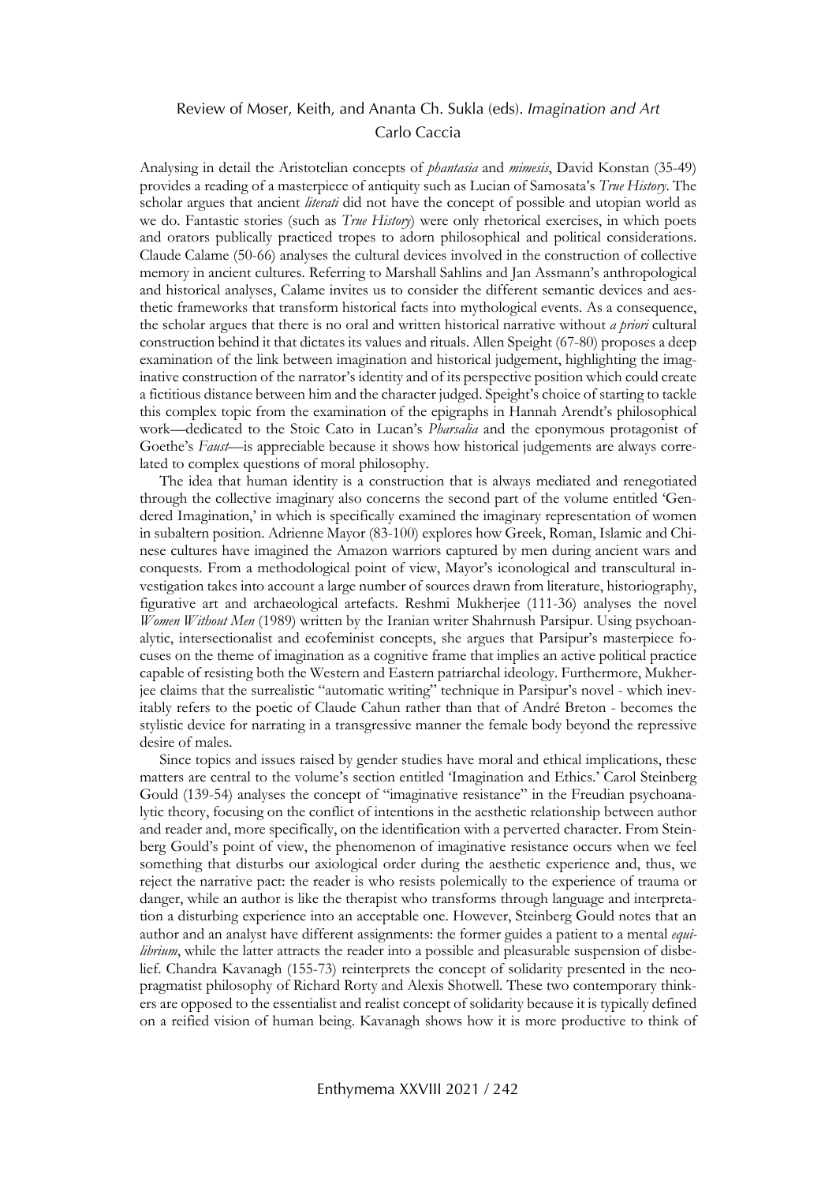Analysing in detail the Aristotelian concepts of *phantasia* and *mimesis*, David Konstan (35-49) provides a reading of a masterpiece of antiquity such as Lucian of Samosata's *True History*. The scholar argues that ancient *literati* did not have the concept of possible and utopian world as we do. Fantastic stories (such as *True History*) were only rhetorical exercises, in which poets and orators publically practiced tropes to adorn philosophical and political considerations. Claude Calame (50-66) analyses the cultural devices involved in the construction of collective memory in ancient cultures. Referring to Marshall Sahlins and Jan Assmann's anthropological and historical analyses, Calame invites us to consider the different semantic devices and aesthetic frameworks that transform historical facts into mythological events. As a consequence, the scholar argues that there is no oral and written historical narrative without *a priori* cultural construction behind it that dictates its values and rituals. Allen Speight (67-80) proposes a deep examination of the link between imagination and historical judgement, highlighting the imaginative construction of the narrator's identity and of its perspective position which could create a fictitious distance between him and the character judged. Speight's choice of starting to tackle this complex topic from the examination of the epigraphs in Hannah Arendt's philosophical work—dedicated to the Stoic Cato in Lucan's *Pharsalia* and the eponymous protagonist of Goethe's *Faust*—is appreciable because it shows how historical judgements are always correlated to complex questions of moral philosophy.

The idea that human identity is a construction that is always mediated and renegotiated through the collective imaginary also concerns the second part of the volume entitled 'Gendered Imagination,' in which is specifically examined the imaginary representation of women in subaltern position. Adrienne Mayor (83-100) explores how Greek, Roman, Islamic and Chinese cultures have imagined the Amazon warriors captured by men during ancient wars and conquests. From a methodological point of view, Mayor's iconological and transcultural investigation takes into account a large number of sources drawn from literature, historiography, figurative art and archaeological artefacts. Reshmi Mukherjee (111-36) analyses the novel *Women Without Men* (1989) written by the Iranian writer Shahrnush Parsipur. Using psychoanalytic, intersectionalist and ecofeminist concepts, she argues that Parsipur's masterpiece focuses on the theme of imagination as a cognitive frame that implies an active political practice capable of resisting both the Western and Eastern patriarchal ideology. Furthermore, Mukherjee claims that the surrealistic "automatic writing" technique in Parsipur's novel - which inevitably refers to the poetic of Claude Cahun rather than that of André Breton - becomes the stylistic device for narrating in a transgressive manner the female body beyond the repressive desire of males.

Since topics and issues raised by gender studies have moral and ethical implications, these matters are central to the volume's section entitled 'Imagination and Ethics.' Carol Steinberg Gould (139-54) analyses the concept of "imaginative resistance" in the Freudian psychoanalytic theory, focusing on the conflict of intentions in the aesthetic relationship between author and reader and, more specifically, on the identification with a perverted character. From Steinberg Gould's point of view, the phenomenon of imaginative resistance occurs when we feel something that disturbs our axiological order during the aesthetic experience and, thus, we reject the narrative pact: the reader is who resists polemically to the experience of trauma or danger, while an author is like the therapist who transforms through language and interpretation a disturbing experience into an acceptable one. However, Steinberg Gould notes that an author and an analyst have different assignments: the former guides a patient to a mental *equilibrium*, while the latter attracts the reader into a possible and pleasurable suspension of disbelief. Chandra Kavanagh (155-73) reinterprets the concept of solidarity presented in the neopragmatist philosophy of Richard Rorty and Alexis Shotwell. These two contemporary thinkers are opposed to the essentialist and realist concept of solidarity because it is typically defined on a reified vision of human being. Kavanagh shows how it is more productive to think of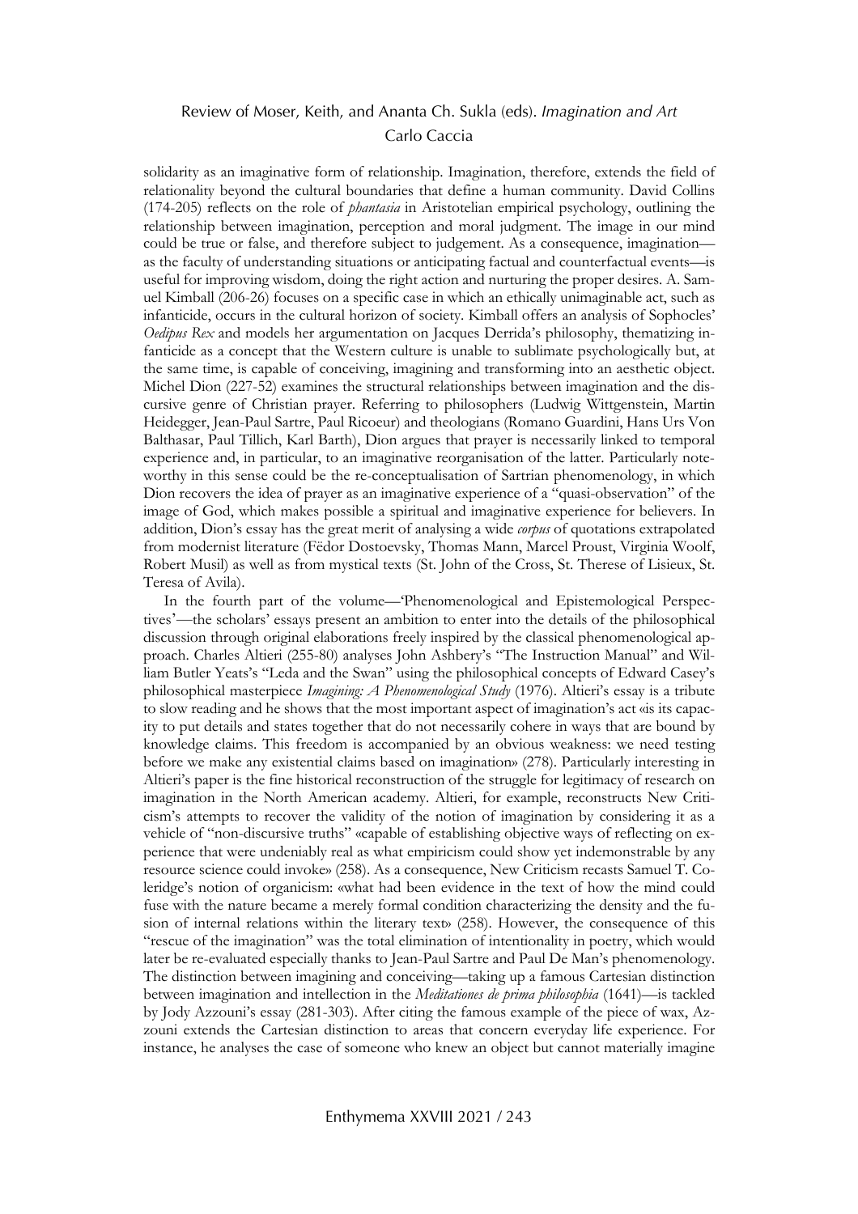solidarity as an imaginative form of relationship. Imagination, therefore, extends the field of relationality beyond the cultural boundaries that define a human community. David Collins (174-205) reflects on the role of *phantasia* in Aristotelian empirical psychology, outlining the relationship between imagination, perception and moral judgment. The image in our mind could be true or false, and therefore subject to judgement. As a consequence, imagination—as the faculty of understanding situations or anticipating factual and counterfactual events—is useful for improving wisdom, doing the right action and nurturing the proper desires. A. Samuel Kimball (206-26) focuses on a specific case in which an ethically unimaginable act, such as infanticide, occurs in the cultural horizon of society. Kimball offers an analysis of Sophocles' *Oedipus Rex* and models her argumentation on Jacques Derrida's philosophy, thematizing infanticide as a concept that the Western culture is unable to sublimate psychologically but, at the same time, is capable of conceiving, imagining and transforming into an aesthetic object. Michel Dion (227-52) examines the structural relationships between imagination and the discursive genre of Christian prayer. Referring to philosophers (Ludwig Wittgenstein, Martin Heidegger, Jean-Paul Sartre, Paul Ricoeur) and theologians (Romano Guardini, Hans Urs Von Balthasar, Paul Tillich, Karl Barth), Dion argues that prayer is necessarily linked to temporal experience and, in particular, to an imaginative reorganisation of the latter. Particularly noteworthy in this sense could be the re-conceptualisation of Sartrian phenomenology, in which Dion recovers the idea of prayer as an imaginative experience of a "quasi-observation" of the image of God, which makes possible a spiritual and imaginative experience for believers. In addition, Dion's essay has the great merit of analysing a wide *corpus* of quotations extrapolated from modernist literature (Fëdor Dostoevsky, Thomas Mann, Marcel Proust, Virginia Woolf, Robert Musil) as well as from mystical texts (St. John of the Cross, St. Therese of Lisieux, St. Teresa of Avila).

In the fourth part of the volume—'Phenomenological and Epistemological Perspectives'—the scholars' essays present an ambition to enter into the details of the philosophical discussion through original elaborations freely inspired by the classical phenomenological approach. Charles Altieri (255-80) analyses John Ashbery's "The Instruction Manual" and William Butler Yeats's "Leda and the Swan" using the philosophical concepts of Edward Casey's philosophical masterpiece *Imagining: A Phenomenological Study* (1976). Altieri's essay is a tribute to slow reading and he shows that the most important aspect of imagination's act «is its capacity to put details and states together that do not necessarily cohere in ways that are bound by knowledge claims. This freedom is accompanied by an obvious weakness: we need testing before we make any existential claims based on imagination» (278). Particularly interesting in Altieri's paper is the fine historical reconstruction of the struggle for legitimacy of research on imagination in the North American academy. Altieri, for example, reconstructs New Criticism's attempts to recover the validity of the notion of imagination by considering it as a vehicle of "non-discursive truths" «capable of establishing objective ways of reflecting on experience that were undeniably real as what empiricism could show yet indemonstrable by any resource science could invoke» (258). As a consequence, New Criticism recasts Samuel T. Coleridge's notion of organicism: «what had been evidence in the text of how the mind could fuse with the nature became a merely formal condition characterizing the density and the fusion of internal relations within the literary text» (258). However, the consequence of this "rescue of the imagination" was the total elimination of intentionality in poetry, which would later be re-evaluated especially thanks to Jean-Paul Sartre and Paul De Man's phenomenology. The distinction between imagining and conceiving—taking up a famous Cartesian distinction between imagination and intellection in the *Meditationes de prima philosophia* (1641)—is tackled by Jody Azzouni's essay (281-303). After citing the famous example of the piece of wax, Azzouni extends the Cartesian distinction to areas that concern everyday life experience. For instance, he analyses the case of someone who knew an object but cannot materially imagine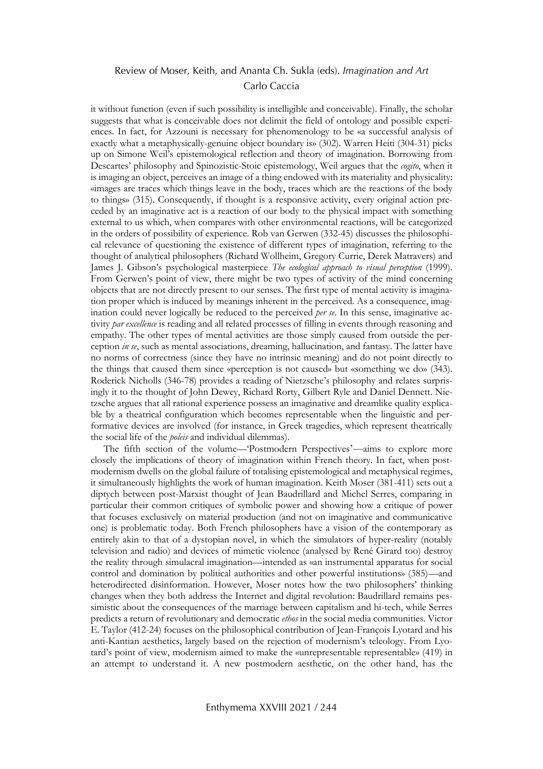it without function (even if such possibility is intelligible and conceivable). Finally, the scholar suggests that what is conceivable does not delimit the field of ontology and possible experiences. In fact, for Azzouni is necessary for phenomenology to be «a successful analysis of exactly what a metaphysically-genuine object boundary is» (302). Warren Heiti (304-31) picks up on Simone Weil's epistemological reflection and theory of imagination. Borrowing from Descartes' philosophy and Spinozistic-Stoic epistemology, Weil argues that the *cogito*, when it is imaging an object, perceives an image of a thing endowed with its materiality and physicality: «images are traces which things leave in the body, traces which are the reactions of the body to things» (315). Consequently, if thought is a responsive activity, every original action preceded by an imaginative act is a reaction of our body to the physical impact with something external to us which, when compares with other environmental reactions, will be categorized in the orders of possibility of experience. Rob van Gerwen (332-45) discusses the philosophical relevance of questioning the existence of different types of imagination, referring to the thought of analytical philosophers (Richard Wollheim, Gregory Currie, Derek Matravers) and James J. Gibson's psychological masterpiece *The ecological approach to visual perception* (1999). From Gerwen's point of view, there might be two types of activity of the mind concerning objects that are not directly present to our senses. The first type of mental activity is imagination proper which is induced by meanings inherent in the perceived. As a consequence, imagination could never logically be reduced to the perceived *per se*. In this sense, imaginative activity *par excellence* is reading and all related processes of filling in events through reasoning and empathy. The other types of mental activities are those simply caused from outside the perception *in se*, such as mental associations, dreaming, hallucination, and fantasy. The latter have no norms of correctness (since they have no intrinsic meaning) and do not point directly to the things that caused them since «perception is not caused» but «something we do» (343). Roderick Nicholls (346-78) provides a reading of Nietzsche's philosophy and relates surprisingly it to the thought of John Dewey, Richard Rorty, Gilbert Ryle and Daniel Dennett. Nietzsche argues that all rational experience possess an imaginative and dreamlike quality explicable by a theatrical configuration which becomes representable when the linguistic and performative devices are involved (for instance, in Greek tragedies, which represent theatrically the social life of the *poleis* and individual dilemmas).

The fifth section of the volume—'Postmodern Perspectives'—aims to explore more closely the implications of theory of imagination within French theory. In fact, when postmodernism dwells on the global failure of totalising epistemological and metaphysical regimes, it simultaneously highlights the work of human imagination. Keith Moser (381-411) sets out a diptych between post-Marxist thought of Jean Baudrillard and Michel Serres, comparing in particular their common critiques of symbolic power and showing how a critique of power that focuses exclusively on material production (and not on imaginative and communicative one) is problematic today. Both French philosophers have a vision of the contemporary as entirely akin to that of a dystopian novel, in which the simulators of hyper-reality (notably television and radio) and devices of mimetic violence (analysed by René Girard too) destroy the reality through simulacral imagination—intended as «an instrumental apparatus for social control and domination by political authorities and other powerful institutions» (385)—and heterodirected disinformation. However, Moser notes how the two philosophers' thinking changes when they both address the Internet and digital revolution: Baudrillard remains pessimistic about the consequences of the marriage between capitalism and hi-tech, while Serres predicts a return of revolutionary and democratic *ethos* in the social media communities. Victor E. Taylor (412-24) focuses on the philosophical contribution of Jean-François Lyotard and his anti-Kantian aesthetics, largely based on the rejection of modernism's teleology. From Lyotard's point of view, modernism aimed to make the «unrepresentable representable» (419) in an attempt to understand it. A new postmodern aesthetic, on the other hand, has the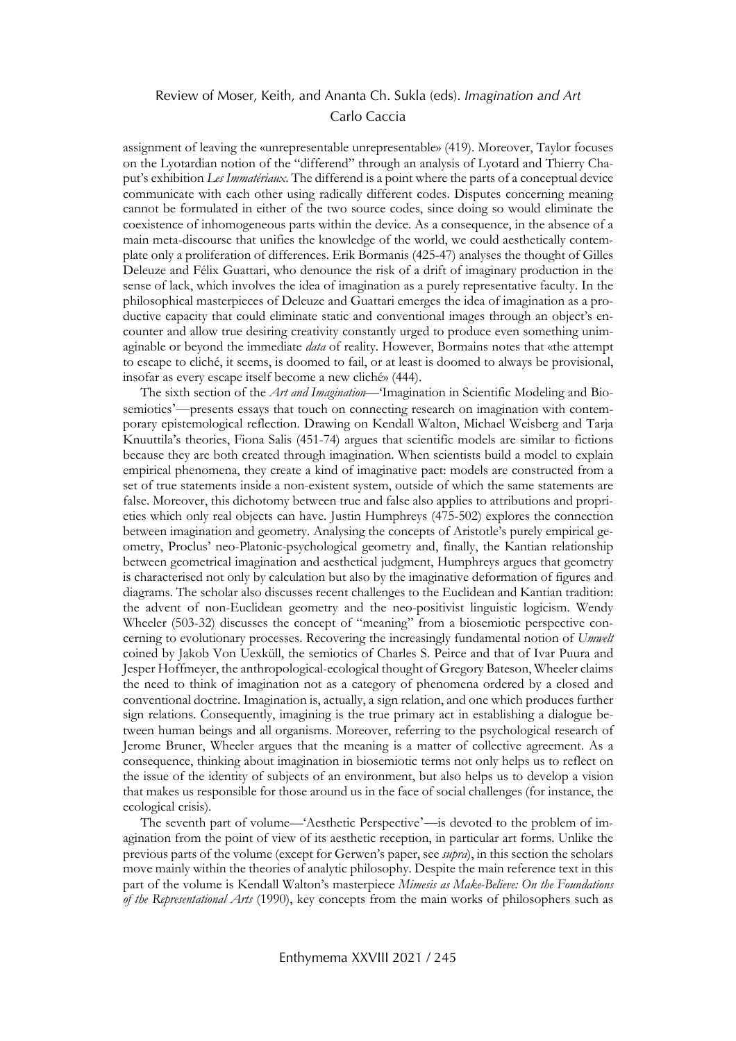assignment of leaving the «unrepresentable unrepresentable» (419). Moreover, Taylor focuses on the Lyotardian notion of the "differend" through an analysis of Lyotard and Thierry Chaput's exhibition *Les Immatériaux*. The differend is a point where the parts of a conceptual device communicate with each other using radically different codes. Disputes concerning meaning cannot be formulated in either of the two source codes, since doing so would eliminate the coexistence of inhomogeneous parts within the device. As a consequence, in the absence of a main meta-discourse that unifies the knowledge of the world, we could aesthetically contemplate only a proliferation of differences. Erik Bormanis (425-47) analyses the thought of Gilles Deleuze and Félix Guattari, who denounce the risk of a drift of imaginary production in the sense of lack, which involves the idea of imagination as a purely representative faculty. In the philosophical masterpieces of Deleuze and Guattari emerges the idea of imagination as a productive capacity that could eliminate static and conventional images through an object's encounter and allow true desiring creativity constantly urged to produce even something unimaginable or beyond the immediate *data* of reality. However, Bormains notes that «the attempt to escape to cliché, it seems, is doomed to fail, or at least is doomed to always be provisional, insofar as every escape itself become a new cliché» (444).

The sixth section of the *Art and Imagination*—'Imagination in Scientific Modeling and Biosemiotics'—presents essays that touch on connecting research on imagination with contemporary epistemological reflection. Drawing on Kendall Walton, Michael Weisberg and Tarja Knuuttila's theories, Fiona Salis (451-74) argues that scientific models are similar to fictions because they are both created through imagination. When scientists build a model to explain empirical phenomena, they create a kind of imaginative pact: models are constructed from a set of true statements inside a non-existent system, outside of which the same statements are false. Moreover, this dichotomy between true and false also applies to attributions and proprieties which only real objects can have. Justin Humphreys (475-502) explores the connection between imagination and geometry. Analysing the concepts of Aristotle's purely empirical geometry, Proclus' neo-Platonic-psychological geometry and, finally, the Kantian relationship between geometrical imagination and aesthetical judgment, Humphreys argues that geometry is characterised not only by calculation but also by the imaginative deformation of figures and diagrams. The scholar also discusses recent challenges to the Euclidean and Kantian tradition: the advent of non-Euclidean geometry and the neo-positivist linguistic logicism. Wendy Wheeler (503-32) discusses the concept of "meaning" from a biosemiotic perspective concerning to evolutionary processes. Recovering the increasingly fundamental notion of *Umwelt* coined by Jakob Von Uexküll, the semiotics of Charles S. Peirce and that of Ivar Puura and Jesper Hoffmeyer, the anthropological-ecological thought of Gregory Bateson, Wheeler claims the need to think of imagination not as a category of phenomena ordered by a closed and conventional doctrine. Imagination is, actually, a sign relation, and one which produces further sign relations. Consequently, imagining is the true primary act in establishing a dialogue between human beings and all organisms. Moreover, referring to the psychological research of Jerome Bruner, Wheeler argues that the meaning is a matter of collective agreement. As a consequence, thinking about imagination in biosemiotic terms not only helps us to reflect on the issue of the identity of subjects of an environment, but also helps us to develop a vision that makes us responsible for those around us in the face of social challenges (for instance, the ecological crisis).

The seventh part of volume—'Aesthetic Perspective'—is devoted to the problem of imagination from the point of view of its aesthetic reception, in particular art forms. Unlike the previous parts of the volume (except for Gerwen's paper, see *supra*), in this section the scholars move mainly within the theories of analytic philosophy. Despite the main reference text in this part of the volume is Kendall Walton's masterpiece *Mimesis as Make-Believe: On the Foundations of the Representational Arts* (1990), key concepts from the main works of philosophers such as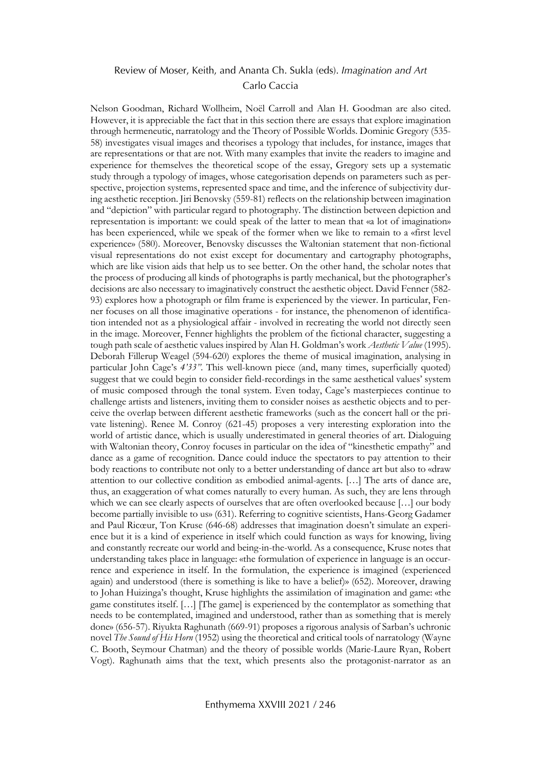Nelson Goodman, Richard Wollheim, Noël Carroll and Alan H. Goodman are also cited. However, it is appreciable the fact that in this section there are essays that explore imagination through hermeneutic, narratology and the Theory of Possible Worlds. Dominic Gregory (535-58) investigates visual images and theorises a typology that includes, for instance, images that are representations or that are not. With many examples that invite the readers to imagine and experience for themselves the theoretical scope of the essay, Gregory sets up a systematic study through a typology of images, whose categorisation depends on parameters such as perspective, projection systems, represented space and time, and the inference of subjectivity during aesthetic reception. Jiri Benovsky (559-81) reflects on the relationship between imagination and "depiction" with particular regard to photography. The distinction between depiction and representation is important: we could speak of the latter to mean that «a lot of imagination» has been experienced, while we speak of the former when we like to remain to a «first level experience» (580). Moreover, Benovsky discusses the Waltonian statement that non-fictional visual representations do not exist except for documentary and cartography photographs, which are like vision aids that help us to see better. On the other hand, the scholar notes that the process of producing all kinds of photographs is partly mechanical, but the photographer's decisions are also necessary to imaginatively construct the aesthetic object. David Fenner (582-93) explores how a photograph or film frame is experienced by the viewer. In particular, Fenner focuses on all those imaginative operations - for instance, the phenomenon of identification intended not as a physiological affair - involved in recreating the world not directly seen in the image. Moreover, Fenner highlights the problem of the fictional character, suggesting a tough path scale of aesthetic values inspired by Alan H. Goldman's work *Aesthetic Value* (1995). Deborah Fillerup Weagel (594-620) explores the theme of musical imagination, analysing in particular John Cage's *4'33"*. This well-known piece (and, many times, superficially quoted) suggest that we could begin to consider field-recordings in the same aesthetical values' system of music composed through the tonal system. Even today, Cage's masterpieces continue to challenge artists and listeners, inviting them to consider noises as aesthetic objects and to perceive the overlap between different aesthetic frameworks (such as the concert hall or the private listening). Renee M. Conroy (621-45) proposes a very interesting exploration into the world of artistic dance, which is usually underestimated in general theories of art. Dialoguing with Waltonian theory, Conroy focuses in particular on the idea of "kinesthetic empathy" and dance as a game of recognition. Dance could induce the spectators to pay attention to their body reactions to contribute not only to a better understanding of dance art but also to «draw attention to our collective condition as embodied animal-agents. […] The arts of dance are, thus, an exaggeration of what comes naturally to every human. As such, they are lens through which we can see clearly aspects of ourselves that are often overlooked because […] our body become partially invisible to us» (631). Referring to cognitive scientists, Hans-Georg Gadamer and Paul Ricœur, Ton Kruse (646-68) addresses that imagination doesn't simulate an experience but it is a kind of experience in itself which could function as ways for knowing, living and constantly recreate our world and being-in-the-world. As a consequence, Kruse notes that understanding takes place in language: «the formulation of experience in language is an occurrence and experience in itself. In the formulation, the experience is imagined (experienced again) and understood (there is something is like to have a belief)» (652). Moreover, drawing to Johan Huizinga's thought, Kruse highlights the assimilation of imagination and game: «the game constitutes itself. […] [The game] is experienced by the contemplator as something that needs to be contemplated, imagined and understood, rather than as something that is merely done» (656-57). Riyukta Raghunath (669-91) proposes a rigorous analysis of Sarban's uchronic novel *The Sound of His Horn* (1952) using the theoretical and critical tools of narratology (Wayne C. Booth, Seymour Chatman) and the theory of possible worlds (Marie-Laure Ryan, Robert Vogt). Raghunath aims that the text, which presents also the protagonist-narrator as an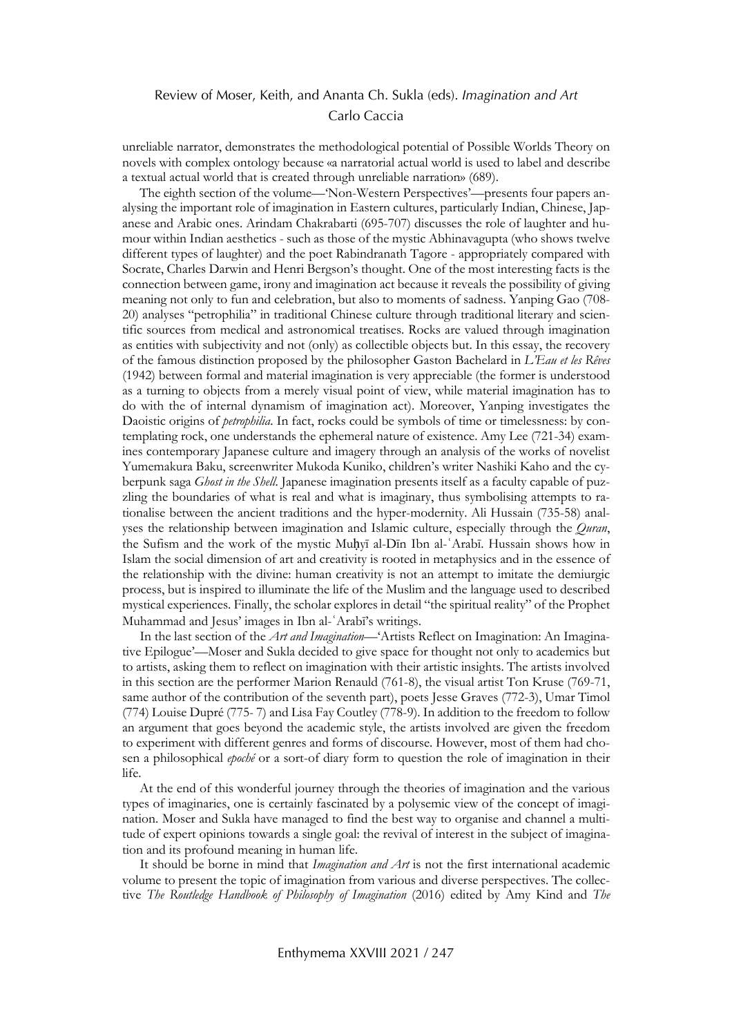unreliable narrator, demonstrates the methodological potential of Possible Worlds Theory on novels with complex ontology because «a narratorial actual world is used to label and describe a textual actual world that is created through unreliable narration» (689).

The eighth section of the volume—'Non-Western Perspectives'—presents four papers analysing the important role of imagination in Eastern cultures, particularly Indian, Chinese, Japanese and Arabic ones. Arindam Chakrabarti (695-707) discusses the role of laughter and humour within Indian aesthetics - such as those of the mystic Abhinavagupta (who shows twelve different types of laughter) and the poet Rabindranath Tagore - appropriately compared with Socrate, Charles Darwin and Henri Bergson's thought. One of the most interesting facts is the connection between game, irony and imagination act because it reveals the possibility of giving meaning not only to fun and celebration, but also to moments of sadness. Yanping Gao (708-20) analyses "petrophilia" in traditional Chinese culture through traditional literary and scientific sources from medical and astronomical treatises. Rocks are valued through imagination as entities with subjectivity and not (only) as collectible objects but. In this essay, the recovery of the famous distinction proposed by the philosopher Gaston Bachelard in *L'Eau et les Rêves* (1942) between formal and material imagination is very appreciable (the former is understood as a turning to objects from a merely visual point of view, while material imagination has to do with the of internal dynamism of imagination act). Moreover, Yanping investigates the Daoistic origins of *petrophilia*. In fact, rocks could be symbols of time or timelessness: by contemplating rock, one understands the ephemeral nature of existence. Amy Lee (721-34) examines contemporary Japanese culture and imagery through an analysis of the works of novelist Yumemakura Baku, screenwriter Mukoda Kuniko, children's writer Nashiki Kaho and the cyberpunk saga *Ghost in the Shell*. Japanese imagination presents itself as a faculty capable of puzzling the boundaries of what is real and what is imaginary, thus symbolising attempts to rationalise between the ancient traditions and the hyper-modernity. Ali Hussain (735-58) analyses the relationship between imagination and Islamic culture, especially through the *Quran*, the Sufism and the work of the mystic Muḥyī al-Dīn Ibn al-ʿArabī. Hussain shows how in Islam the social dimension of art and creativity is rooted in metaphysics and in the essence of the relationship with the divine: human creativity is not an attempt to imitate the demiurgic process, but is inspired to illuminate the life of the Muslim and the language used to described mystical experiences. Finally, the scholar explores in detail "the spiritual reality" of the Prophet Muhammad and Jesus' images in Ibn al-ʿArabī's writings.

In the last section of the *Art and Imagination*—'Artists Reflect on Imagination: An Imaginative Epilogue'—Moser and Sukla decided to give space for thought not only to academics but to artists, asking them to reflect on imagination with their artistic insights. The artists involved in this section are the performer Marion Renauld (761-8), the visual artist Ton Kruse (769-71, same author of the contribution of the seventh part), poets Jesse Graves (772-3), Umar Timol (774) Louise Dupré (775- 7) and Lisa Fay Coutley (778-9). In addition to the freedom to follow an argument that goes beyond the academic style, the artists involved are given the freedom to experiment with different genres and forms of discourse. However, most of them had chosen a philosophical *epoché* or a sort-of diary form to question the role of imagination in their life.

At the end of this wonderful journey through the theories of imagination and the various types of imaginaries, one is certainly fascinated by a polysemic view of the concept of imagination. Moser and Sukla have managed to find the best way to organise and channel a multitude of expert opinions towards a single goal: the revival of interest in the subject of imagination and its profound meaning in human life.

It should be borne in mind that *Imagination and Art* is not the first international academic volume to present the topic of imagination from various and diverse perspectives. The collective *The Routledge Handbook of Philosophy of Imagination* (2016) edited by Amy Kind and *The*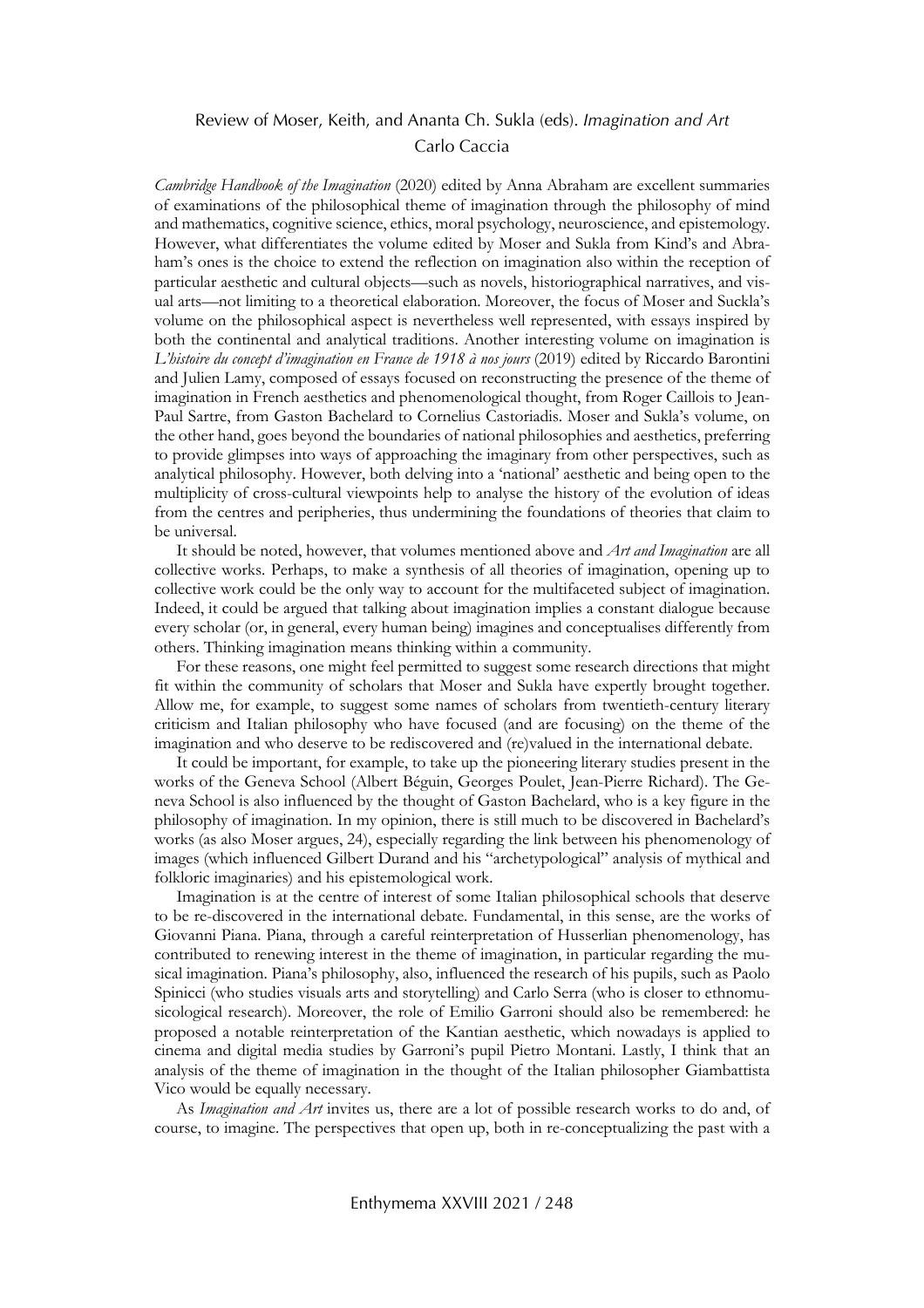*Cambridge Handbook of the Imagination* (2020) edited by Anna Abraham are excellent summaries of examinations of the philosophical theme of imagination through the philosophy of mind and mathematics, cognitive science, ethics, moral psychology, neuroscience, and epistemology. However, what differentiates the volume edited by Moser and Sukla from Kind's and Abraham's ones is the choice to extend the reflection on imagination also within the reception of particular aesthetic and cultural objects—such as novels, historiographical narratives, and visual arts—not limiting to a theoretical elaboration. Moreover, the focus of Moser and Suckla's volume on the philosophical aspect is nevertheless well represented, with essays inspired by both the continental and analytical traditions. Another interesting volume on imagination is *L'histoire du concept d'imagination en France de 1918 à nos jours* (2019) edited by Riccardo Barontini and Julien Lamy, composed of essays focused on reconstructing the presence of the theme of imagination in French aesthetics and phenomenological thought, from Roger Caillois to Jean-Paul Sartre, from Gaston Bachelard to Cornelius Castoriadis. Moser and Sukla's volume, on the other hand, goes beyond the boundaries of national philosophies and aesthetics, preferring to provide glimpses into ways of approaching the imaginary from other perspectives, such as analytical philosophy. However, both delving into a 'national' aesthetic and being open to the multiplicity of cross-cultural viewpoints help to analyse the history of the evolution of ideas from the centres and peripheries, thus undermining the foundations of theories that claim to be universal.

It should be noted, however, that volumes mentioned above and *Art and Imagination* are all collective works. Perhaps, to make a synthesis of all theories of imagination, opening up to collective work could be the only way to account for the multifaceted subject of imagination. Indeed, it could be argued that talking about imagination implies a constant dialogue because every scholar (or, in general, every human being) imagines and conceptualises differently from others. Thinking imagination means thinking within a community.

For these reasons, one might feel permitted to suggest some research directions that might fit within the community of scholars that Moser and Sukla have expertly brought together. Allow me, for example, to suggest some names of scholars from twentieth-century literary criticism and Italian philosophy who have focused (and are focusing) on the theme of the imagination and who deserve to be rediscovered and (re)valued in the international debate.

It could be important, for example, to take up the pioneering literary studies present in the works of the Geneva School (Albert Béguin, Georges Poulet, Jean-Pierre Richard). The Geneva School is also influenced by the thought of Gaston Bachelard, who is a key figure in the philosophy of imagination. In my opinion, there is still much to be discovered in Bachelard's works (as also Moser argues, 24), especially regarding the link between his phenomenology of images (which influenced Gilbert Durand and his "archetypological" analysis of mythical and folkloric imaginaries) and his epistemological work.

Imagination is at the centre of interest of some Italian philosophical schools that deserve to be re-discovered in the international debate. Fundamental, in this sense, are the works of Giovanni Piana. Piana, through a careful reinterpretation of Husserlian phenomenology, has contributed to renewing interest in the theme of imagination, in particular regarding the musical imagination. Piana's philosophy, also, influenced the research of his pupils, such as Paolo Spinicci (who studies visuals arts and storytelling) and Carlo Serra (who is closer to ethnomusicological research). Moreover, the role of Emilio Garroni should also be remembered: he proposed a notable reinterpretation of the Kantian aesthetic, which nowadays is applied to cinema and digital media studies by Garroni's pupil Pietro Montani. Lastly, I think that an analysis of the theme of imagination in the thought of the Italian philosopher Giambattista Vico would be equally necessary.

As *Imagination and Art* invites us, there are a lot of possible research works to do and, of course, to imagine. The perspectives that open up, both in re-conceptualizing the past with a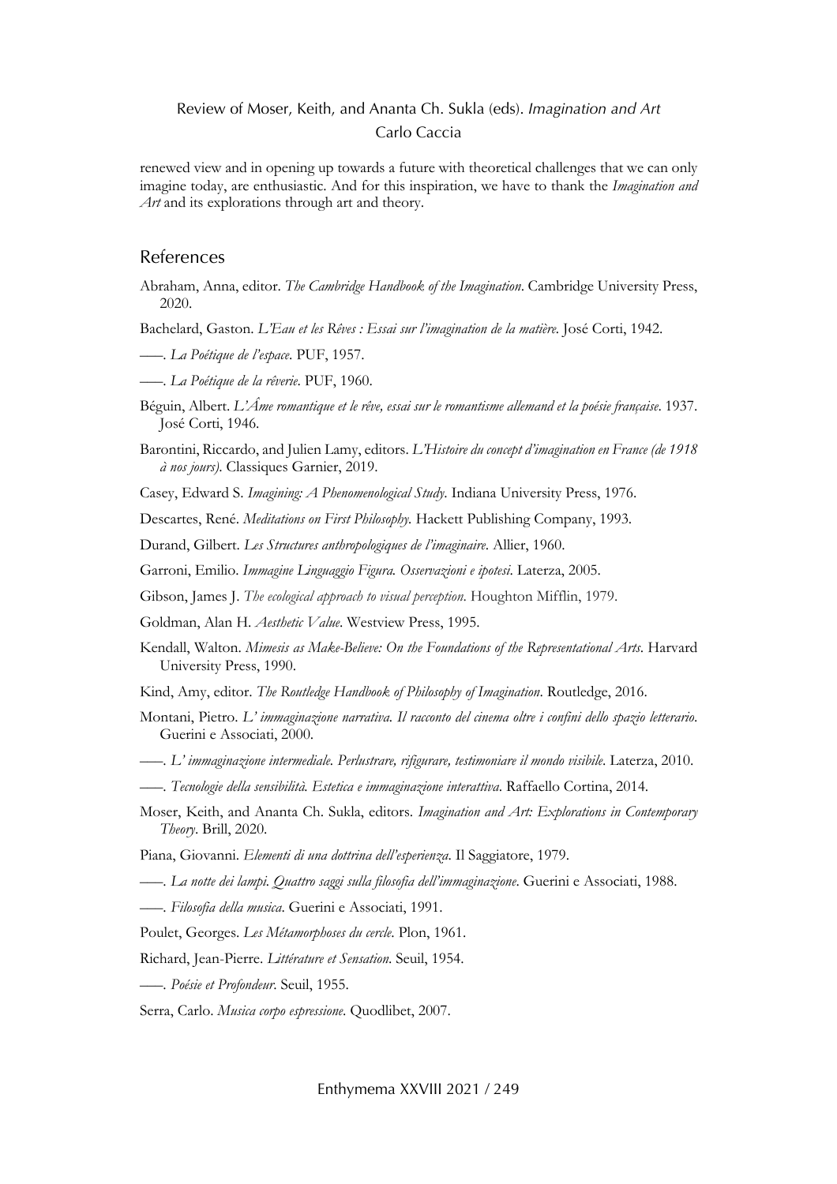renewed view and in opening up towards a future with theoretical challenges that we can only imagine today, are enthusiastic. And for this inspiration, we have to thank the *Imagination and Art* and its explorations through art and theory.

## References

Abraham, Anna, editor. *The Cambridge Handbook of the Imagination*. Cambridge University Press, 2020.

Bachelard, Gaston. *L'Eau et les Rêves : Essai sur l'imagination de la matière*. José Corti, 1942.

——. *La Poétique de l'espace*. PUF, 1957.

——. *La Poétique de la rêverie*. PUF, 1960.

Béguin, Albert. *L'Âme romantique et le rêve, essai sur le romantisme allemand et la poésie française*. 1937. José Corti, 1946.

Barontini, Riccardo, and Julien Lamy, editors. *L'Histoire du concept d'imagination en France (de 1918 à nos jours)*. Classiques Garnier, 2019.

Casey, Edward S. *Imagining: A Phenomenological Study*. Indiana University Press, 1976.

Descartes, René. *Meditations on First Philosophy*. Hackett Publishing Company, 1993.

Durand, Gilbert. *Les Structures anthropologiques de l'imaginaire*. Allier, 1960.

Garroni, Emilio. *Immagine Linguaggio Figura. Osservazioni e ipotesi*. Laterza, 2005.

Gibson, James J. *The ecological approach to visual perception*. Houghton Mifflin, 1979.

Goldman, Alan H. *Aesthetic Value*. Westview Press, 1995.

Kendall, Walton. *Mimesis as Make-Believe: On the Foundations of the Representational Arts*. Harvard University Press, 1990.

Kind, Amy, editor. *The Routledge Handbook of Philosophy of Imagination*. Routledge, 2016.

Montani, Pietro. *L' immaginazione narrativa. Il racconto del cinema oltre i confini dello spazio letterario*. Guerini e Associati, 2000.

——. *L' immaginazione intermediale. Perlustrare, rifigurare, testimoniare il mondo visibile*. Laterza, 2010.

——. *Tecnologie della sensibilità. Estetica e immaginazione interattiva*. Raffaello Cortina, 2014.

Moser, Keith, and Ananta Ch. Sukla, editors. *Imagination and Art: Explorations in Contemporary Theory*. Brill, 2020.

Piana, Giovanni. *Elementi di una dottrina dell'esperienza*. Il Saggiatore, 1979.

——. *La notte dei lampi. Quattro saggi sulla filosofia dell'immaginazione*. Guerini e Associati, 1988.

——. *Filosofia della musica*. Guerini e Associati, 1991.

Poulet, Georges. *Les Métamorphoses du cercle*. Plon, 1961.

Richard, Jean-Pierre. *Littérature et Sensation*. Seuil, 1954.

——. *Poésie et Profondeur*. Seuil, 1955.

Serra, Carlo. *Musica corpo espressione*. Quodlibet, 2007.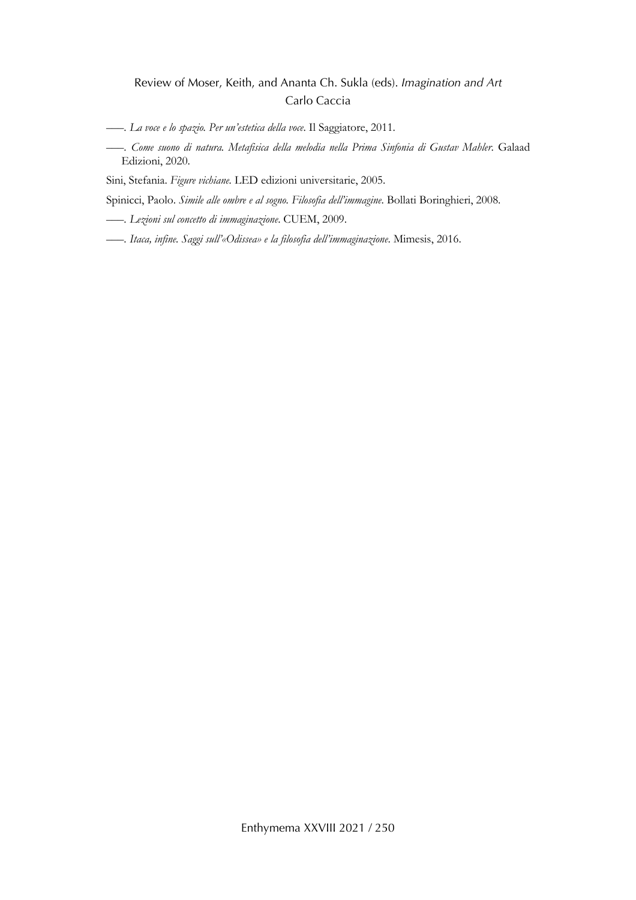——. *La voce e lo spazio. Per un'estetica della voce*. Il Saggiatore, 2011.

——. *Come suono di natura. Metafisica della melodia nella Prima Sinfonia di Gustav Mahler*. Galaad Edizioni, 2020.

Sini, Stefania. *Figure vichiane*. LED edizioni universitarie, 2005.

Spinicci, Paolo. *Simile alle ombre e al sogno. Filosofia dell'immagine*. Bollati Boringhieri, 2008.

——. *Lezioni sul concetto di immaginazione*. CUEM, 2009.

——. *Itaca, infine. Saggi sull'«Odissea» e la filosofia dell'immaginazione*. Mimesis, 2016.